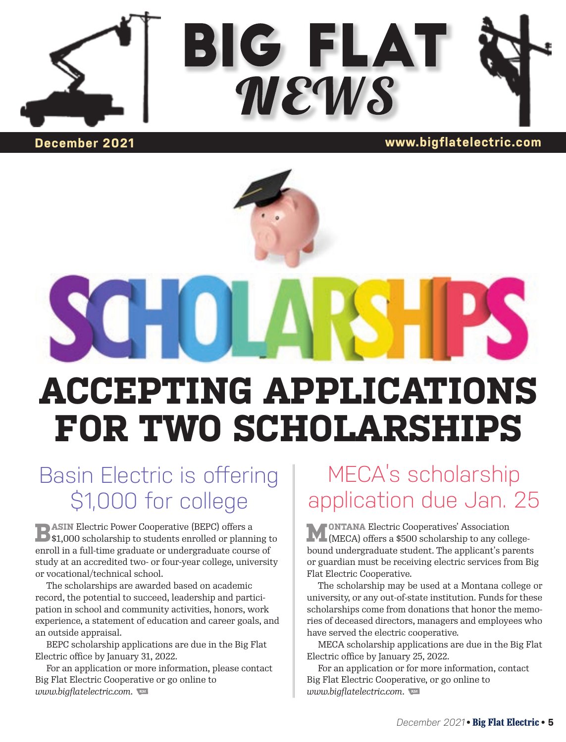# BIG FLAT NEWS

**December 2021** | **www.bigflatelectric.com**

SCHOLARSHIPS

# ACCEPTING APPLICATIONS FOR TWO SCHOLARSHIPS

## Basin Electric is offering $1,000 for college

BASIN Electric Power Cooperative (BEPC) offers a $1,000 scholarship to students enrolled or planning to enroll in a full-time graduate or undergraduate course of study at an accredited two- or four-year college, university or vocational/technical school.

The scholarships are awarded based on academic record, the potential to succeed, leadership and participation in school and community activities, honors, work experience, a statement of education and career goals, and an outside appraisal.

BEPC scholarship applications are due in the Big Flat Electric office by January 31, 2022.

For an application or more information, please contact Big Flat Electric Cooperative or go online to *www.bigflatelectric.com*.

## MECA's scholarship application due Jan. 25

MONTANA Electric Cooperatives' Association (MECA) offers a $500 scholarship to any college-bound undergraduate student. The applicant's parents or guardian must be receiving electric services from Big Flat Electric Cooperative.

The scholarship may be used at a Montana college or university, or any out-of-state institution. Funds for these scholarships come from donations that honor the memories of deceased directors, managers and employees who have served the electric cooperative.

MECA scholarship applications are due in the Big Flat Electric office by January 25, 2022.

For an application or more information, contact Big Flat Electric Cooperative, or go online to *www.bigflatelectric.com*.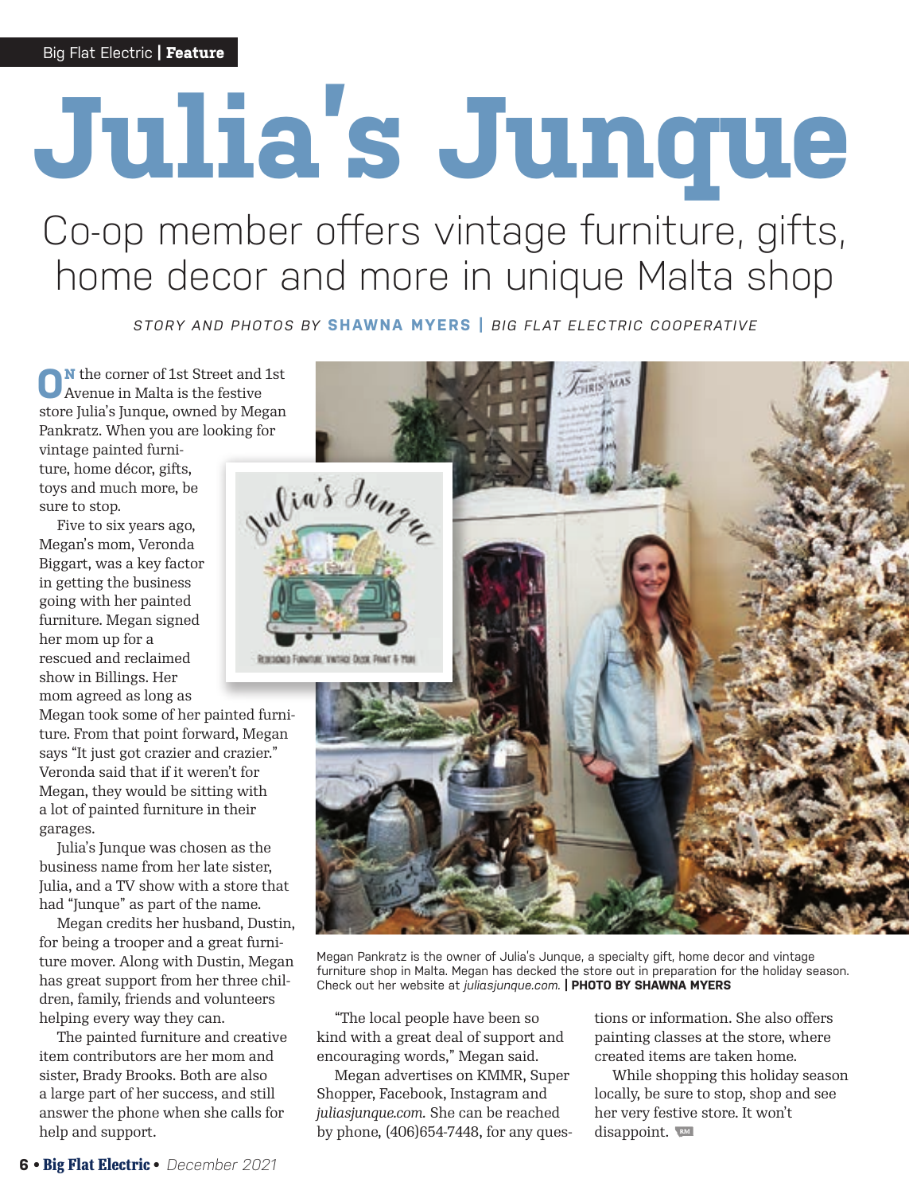# Julia's Junque

## Co-op member offers vintage furniture, gifts, home decor and more in unique Malta shop

*STORY AND PHOTOS BY* **SHAWNA MYERS** | *BIG FLAT ELECTRIC COOPERATIVE*

ON the corner of 1st Street and 1st Avenue in Malta is the festive store Julia's Junque, owned by Megan Pankratz. When you are looking for vintage painted furniture, home décor, gifts, toys and much more, be sure to stop.

Five to six years ago, Megan's mom, Veronda Biggart, was a key factor in getting the business going with her painted furniture. Megan signed her mom up for a rescued and reclaimed show in Billings. Her mom agreed as long as Megan took some of her painted furniture. From that point forward, Megan says "It just got crazier and crazier." Veronda said that if it weren't for Megan, they would be sitting with a lot of painted furniture in their garages.

Julia's Junque was chosen as the business name from her late sister, Julia, and a TV show with a store that had "Junque" as part of the name.

Megan credits her husband, Dustin, for being a trooper and a great furniture mover. Along with Dustin, Megan has great support from her three children, family, friends and volunteers helping every way they can.

The painted furniture and creative item contributors are her mom and sister, Brady Brooks. Both are also a large part of her success, and still answer the phone when she calls for help and support.

Megan Pankratz is the owner of Julia's Junque, a specialty gift, home decor and vintage furniture shop in Malta. Megan has decked the store out in preparation for the holiday season. Check out her website at *juliasjunque.com.* | **PHOTO BY SHAWNA MYERS**

"The local people have been so kind with a great deal of support and encouraging words," Megan said.

Megan advertises on KMMR, Super Shopper, Facebook, Instagram and *juliasjunque.com.* She can be reached by phone, (406)654-7448, for any questions or information. She also offers painting classes at the store, where created items are taken home.

While shopping this holiday season locally, be sure to stop, shop and see her very festive store. It won't disappoint.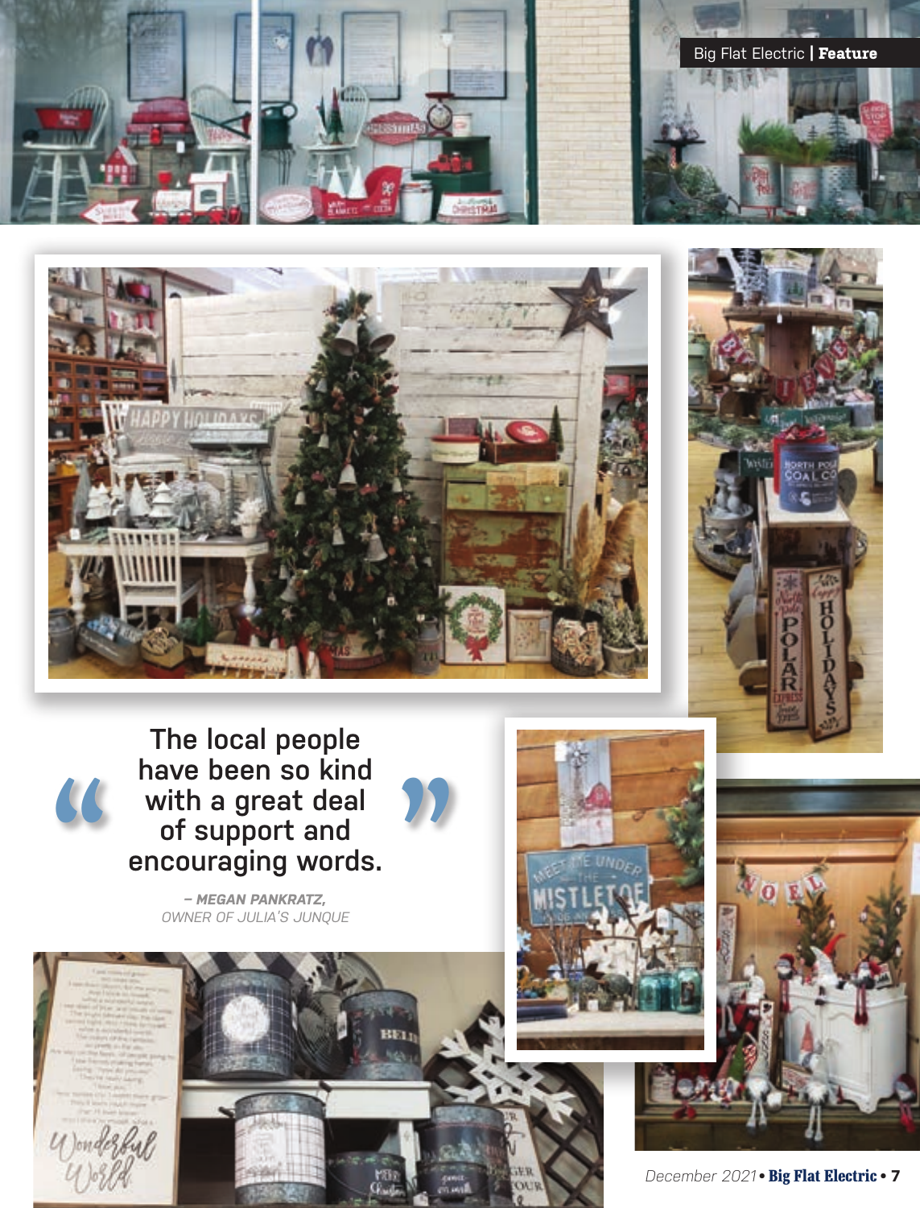> The local people have been so kind with a great deal of support and encouraging words.

*– MEGAN PANKRATZ, OWNER OF JULIA'S JUNQUE*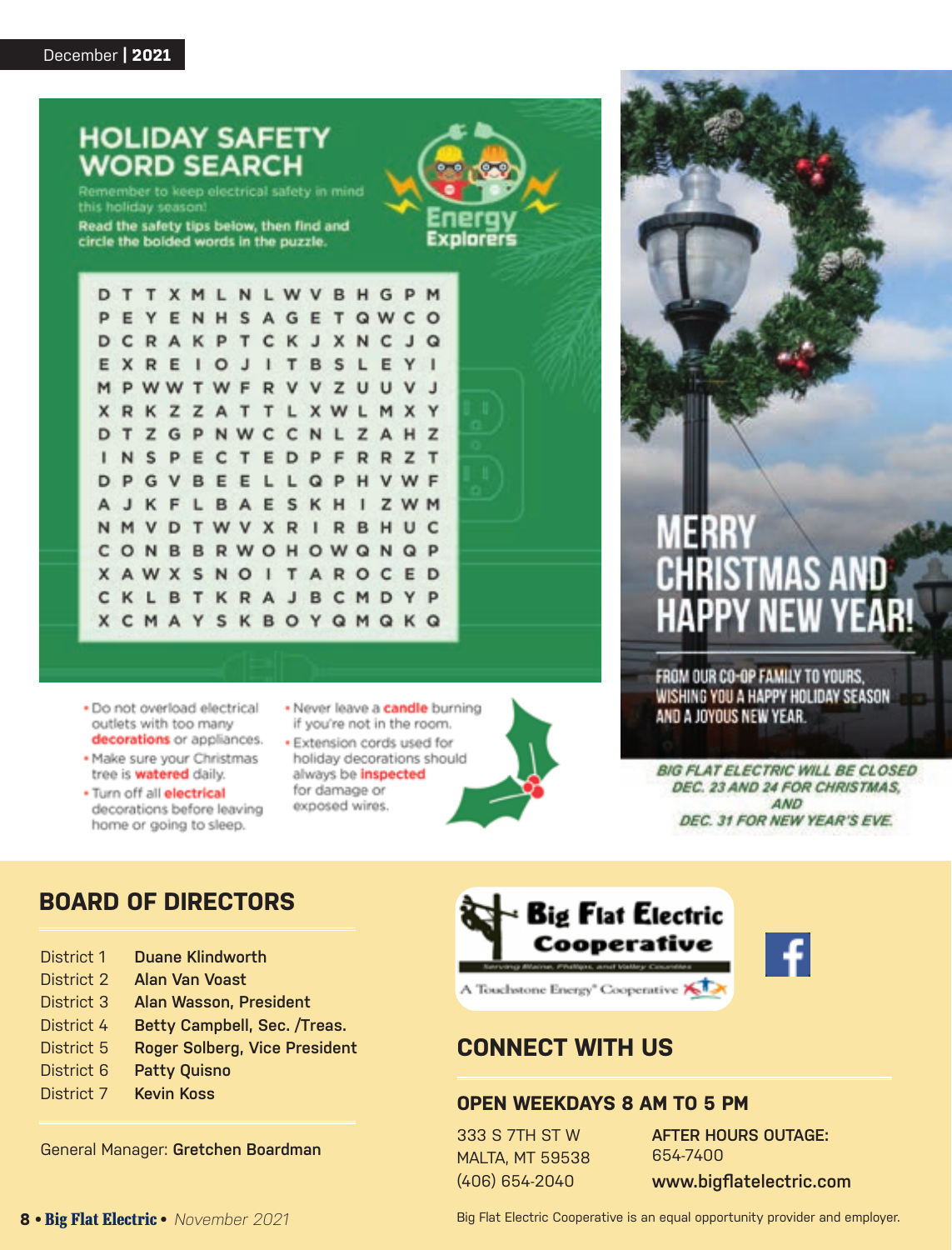# HOLIDAY SAFETY WORD SEARCH

Remember to keep electrical safety in mind this holiday season!

**Read the safety tips below, then find and circle the bolded words in the puzzle.**

Energy Explorers

```
D T T X M L N L W V B H G P M
P E Y E N H S A G E T Q W C O
D C R A K P T C K J X N C J Q
E X R E I O J I T B S L E Y I
M P W W T W F R V V Z U U V J
X R K Z Z A T T L X W L M X Y
D T Z G P N W C C N L Z A H Z
I N S P E C T E D P F R R Z T
D P G V B E E L L Q P H V W F
A J K F L B A E S K H I Z W M
N M V D T W V X R I R B H U C
C O N B B R W O H O W Q N Q P
X A W X S N O I T A R O C E D
C K L B T K R A J B C M D Y P
X C M A Y S K B O Y Q M Q K Q
```

- Do not overload electrical outlets with too many **decorations** or appliances.
- Make sure your Christmas tree is **watered** daily.
- Turn off all **electrical** decorations before leaving home or going to sleep.
- Never leave a **candle** burning if you're not in the room.
- Extension cords used for holiday decorations should always be **inspected** for damage or exposed wires.

# MERRY CHRISTMAS AND HAPPY NEW YEAR!

FROM OUR CO-OP FAMILY TO YOURS, WISHING YOU A HAPPY HOLIDAY SEASON AND A JOYOUS NEW YEAR.

*BIG FLAT ELECTRIC WILL BE CLOSED DEC. 23 AND 24 FOR CHRISTMAS, AND DEC. 31 FOR NEW YEAR'S EVE.*

## BOARD OF DIRECTORS

| | |
|---|---|
| District 1 | **Duane Klindworth** |
| District 2 | **Alan Van Voast** |
| District 3 | **Alan Wasson, President** |
| District 4 | **Betty Campbell, Sec. /Treas.** |
| District 5 | **Roger Solberg, Vice President** |
| District 6 | **Patty Quisno** |
| District 7 | **Kevin Koss** |

General Manager: **Gretchen Boardman**

**Big Flat Electric Cooperative**
Serving Blaine, Phillips, and Valley Counties
A Touchstone Energy® Cooperative

## CONNECT WITH US

### OPEN WEEKDAYS 8 AM TO 5 PM

333 S 7TH ST W
MALTA, MT 59538
(406) 654-2040

**AFTER HOURS OUTAGE:**
654-7400

**www.bigflatelectric.com**

Big Flat Electric Cooperative is an equal opportunity provider and employer.